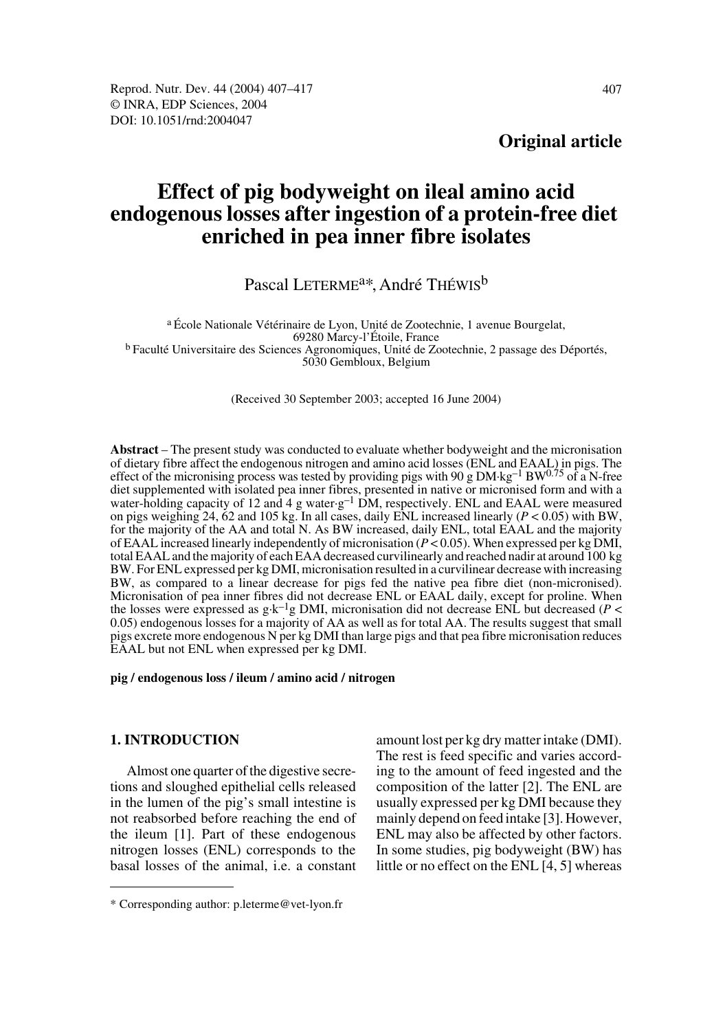**Original article**

# Effect of pig bodyweight on ileal amino acid endogenous losses after ingestion of a protein-free diet enriched in pea inner fibre isolates

Pascal LETERME[a]*, André THÉWIS[b]

[a] École Nationale Vétérinaire de Lyon, Unité de Zootechnie, 1 avenue Bourgelat, 69280 Marcy-l'Étoile, France
[b] Faculté Universitaire des Sciences Agronomiques, Unité de Zootechnie, 2 passage des Déportés, 5030 Gembloux, Belgium

(Received 30 September 2003; accepted 16 June 2004)

**Abstract** – The present study was conducted to evaluate whether bodyweight and the micronisation of dietary fibre affect the endogenous nitrogen and amino acid losses (ENL and EAAL) in pigs. The effect of the micronising process was tested by providing pigs with 90 g DM·kg$^{-1}$ BW$^{0.75}$ of a N-free diet supplemented with isolated pea inner fibres, presented in native or micronised form and with a water-holding capacity of 12 and 4 g water·g$^{-1}$ DM, respectively. ENL and EAAL were measured on pigs weighing 24, 62 and 105 kg. In all cases, daily ENL increased linearly ($P < 0.05$) with BW, for the majority of the AA and total N. As BW increased, daily ENL, total EAAL and the majority of EAAL increased linearly independently of micronisation ($P < 0.05$). When expressed per kg DMI, total EAAL and the majority of each EAA decreased curvilinearly and reached nadir at around 100 kg BW. For ENL expressed per kg DMI, micronisation resulted in a curvilinear decrease with increasing BW, as compared to a linear decrease for pigs fed the native pea fibre diet (non-micronised). Micronisation of pea inner fibres did not decrease ENL or EAAL daily, except for proline. When the losses were expressed as g·k$^{-1}$g DMI, micronisation did not decrease ENL but decreased ($P < 0.05$) endogenous losses for a majority of AA as well as for total AA. The results suggest that small pigs excrete more endogenous N per kg DMI than large pigs and that pea fibre micronisation reduces EAAL but not ENL when expressed per kg DMI.

**pig / endogenous loss / ileum / amino acid / nitrogen**

## 1. INTRODUCTION

Almost one quarter of the digestive secretions and sloughed epithelial cells released in the lumen of the pig's small intestine is not reabsorbed before reaching the end of the ileum [1]. Part of these endogenous nitrogen losses (ENL) corresponds to the basal losses of the animal, i.e. a constant amount lost per kg dry matter intake (DMI). The rest is feed specific and varies according to the amount of feed ingested and the composition of the latter [2]. The ENL are usually expressed per kg DMI because they mainly depend on feed intake [3]. However, ENL may also be affected by other factors. In some studies, pig bodyweight (BW) has little or no effect on the ENL [4, 5] whereas

* Corresponding author: p.leterme@vet-lyon.fr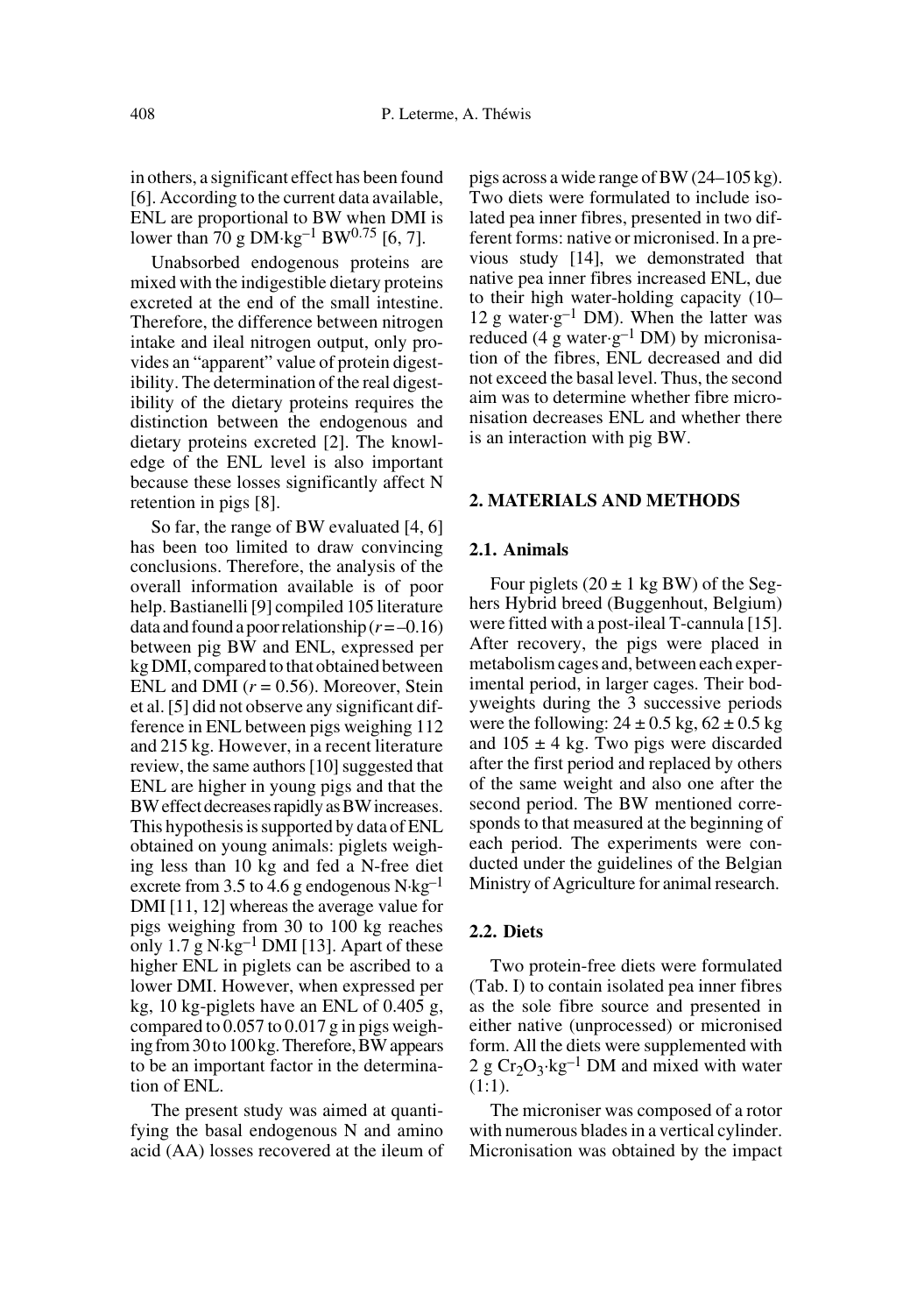in others, a significant effect has been found [6]. According to the current data available, ENL are proportional to BW when DMI is lower than 70 g $DM \cdot kg^{-1}$ $BW^{0.75}$ [6, 7].

Unabsorbed endogenous proteins are mixed with the indigestible dietary proteins excreted at the end of the small intestine. Therefore, the difference between nitrogen intake and ileal nitrogen output, only provides an "apparent" value of protein digestibility. The determination of the real digestibility of the dietary proteins requires the distinction between the endogenous and dietary proteins excreted [2]. The knowledge of the ENL level is also important because these losses significantly affect N retention in pigs [8].

So far, the range of BW evaluated [4, 6] has been too limited to draw convincing conclusions. Therefore, the analysis of the overall information available is of poor help. Bastianelli [9] compiled 105 literature data and found a poor relationship ($r = -0.16$) between pig BW and ENL, expressed per kg DMI, compared to that obtained between ENL and DMI ($r = 0.56$). Moreover, Stein et al. [5] did not observe any significant difference in ENL between pigs weighing 112 and 215 kg. However, in a recent literature review, the same authors [10] suggested that ENL are higher in young pigs and that the BW effect decreases rapidly as BW increases. This hypothesis is supported by data of ENL obtained on young animals: piglets weighing less than 10 kg and fed a N-free diet excrete from 3.5 to 4.6 g endogenous $N \cdot kg^{-1}$ DMI [11, 12] whereas the average value for pigs weighing from 30 to 100 kg reaches only 1.7 g $N \cdot kg^{-1}$ DMI [13]. Apart of these higher ENL in piglets can be ascribed to a lower DMI. However, when expressed per kg, 10 kg-piglets have an ENL of 0.405 g, compared to 0.057 to 0.017 g in pigs weighing from 30 to 100 kg. Therefore, BW appears to be an important factor in the determination of ENL.

The present study was aimed at quantifying the basal endogenous N and amino acid (AA) losses recovered at the ileum of pigs across a wide range of BW (24–105 kg). Two diets were formulated to include isolated pea inner fibres, presented in two different forms: native or micronised. In a previous study [14], we demonstrated that native pea inner fibres increased ENL, due to their high water-holding capacity (10–12 g $water \cdot g^{-1}$ DM). When the latter was reduced (4 g $water \cdot g^{-1}$ DM) by micronisation of the fibres, ENL decreased and did not exceed the basal level. Thus, the second aim was to determine whether fibre micronisation decreases ENL and whether there is an interaction with pig BW.

## 2. MATERIALS AND METHODS

### 2.1. Animals

Four piglets (20 ± 1 kg BW) of the Seghers Hybrid breed (Buggenhout, Belgium) were fitted with a post-ileal T-cannula [15]. After recovery, the pigs were placed in metabolism cages and, between each experimental period, in larger cages. Their bodyweights during the 3 successive periods were the following: 24 ± 0.5 kg, 62 ± 0.5 kg and 105 ± 4 kg. Two pigs were discarded after the first period and replaced by others of the same weight and also one after the second period. The BW mentioned corresponds to that measured at the beginning of each period. The experiments were conducted under the guidelines of the Belgian Ministry of Agriculture for animal research.

### 2.2. Diets

Two protein-free diets were formulated (Tab. I) to contain isolated pea inner fibres as the sole fibre source and presented in either native (unprocessed) or micronised form. All the diets were supplemented with 2 g $Cr_2O_3 \cdot kg^{-1}$ DM and mixed with water (1:1).

The microniser was composed of a rotor with numerous blades in a vertical cylinder. Micronisation was obtained by the impact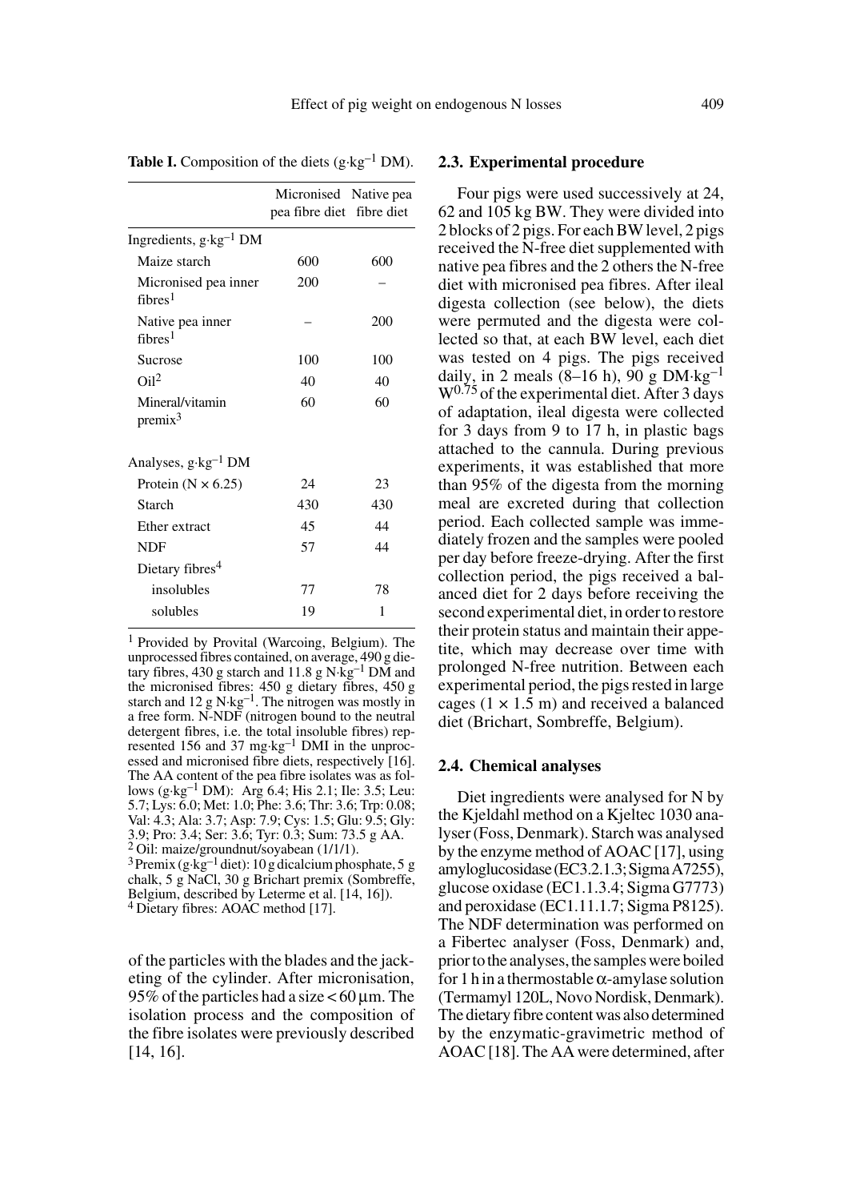**Table I.** Composition of the diets (g·kg$^{-1}$ DM).

| | Micronised pea fibre diet | Native pea fibre diet |
|---|---|---|
| Ingredients, g·kg$^{-1}$ DM | | |
| Maize starch | 600 | 600 |
| Micronised pea inner fibres[1] | 200 | – |
| Native pea inner fibres[1] | – | 200 |
| Sucrose | 100 | 100 |
| Oil[2] | 40 | 40 |
| Mineral/vitamin premix[3] | 60 | 60 |
| Analyses, g·kg$^{-1}$ DM | | |
| Protein (N × 6.25) | 24 | 23 |
| Starch | 430 | 430 |
| Ether extract | 45 | 44 |
| NDF | 57 | 44 |
| Dietary fibres[4] | | |
| insolubles | 77 | 78 |
| solubles | 19 | 1 |

[1] Provided by Provital (Warcoing, Belgium). The unprocessed fibres contained, on average, 490 g dietary fibres, 430 g starch and 11.8 g N·kg$^{-1}$ DM and the micronised fibres: 450 g dietary fibres, 450 g starch and 12 g N·kg$^{-1}$. The nitrogen was mostly in a free form. N-NDF (nitrogen bound to the neutral detergent fibres, i.e. the total insoluble fibres) represented 156 and 37 mg·kg$^{-1}$ DMI in the unprocessed and micronised fibre diets, respectively [16]. The AA content of the pea fibre isolates was as follows (g·kg$^{-1}$ DM): Arg 6.4; His 2.1; Ile: 3.5; Leu: 5.7; Lys: 6.0; Met: 1.0; Phe: 3.6; Thr: 3.6; Trp: 0.08; Val: 4.3; Ala: 3.7; Asp: 7.9; Cys: 1.5; Glu: 9.5; Gly: 3.9; Pro: 3.4; Ser: 3.6; Tyr: 0.3; Sum: 73.5 g AA.
[2] Oil: maize/groundnut/soyabean (1/1/1).
[3] Premix (g·kg$^{-1}$ diet): 10 g dicalcium phosphate, 5 g chalk, 5 g NaCl, 30 g Brichart premix (Sombreffe, Belgium, described by Leterme et al. [14, 16]).
[4] Dietary fibres: AOAC method [17].

of the particles with the blades and the jacketing of the cylinder. After micronisation, 95% of the particles had a size < 60 μm. The isolation process and the composition of the fibre isolates were previously described [14, 16].

## 2.3. Experimental procedure

Four pigs were used successively at 24, 62 and 105 kg BW. They were divided into 2 blocks of 2 pigs. For each BW level, 2 pigs received the N-free diet supplemented with native pea fibres and the 2 others the N-free diet with micronised pea fibres. After ileal digesta collection (see below), the diets were permuted and the digesta were collected so that, at each BW level, each diet was tested on 4 pigs. The pigs received daily, in 2 meals (8–16 h), 90 g DM·kg$^{-1}$ $W^{0.75}$ of the experimental diet. After 3 days of adaptation, ileal digesta were collected for 3 days from 9 to 17 h, in plastic bags attached to the cannula. During previous experiments, it was established that more than 95% of the digesta from the morning meal are excreted during that collection period. Each collected sample was immediately frozen and the samples were pooled per day before freeze-drying. After the first collection period, the pigs received a balanced diet for 2 days before receiving the second experimental diet, in order to restore their protein status and maintain their appetite, which may decrease over time with prolonged N-free nutrition. Between each experimental period, the pigs rested in large cages (1 × 1.5 m) and received a balanced diet (Brichart, Sombreffe, Belgium).

## 2.4. Chemical analyses

Diet ingredients were analysed for N by the Kjeldahl method on a Kjeltec 1030 analyser (Foss, Denmark). Starch was analysed by the enzyme method of AOAC [17], using amyloglucosidase (EC3.2.1.3; Sigma A7255), glucose oxidase (EC1.1.3.4; Sigma G7773) and peroxidase (EC1.11.1.7; Sigma P8125). The NDF determination was performed on a Fibertec analyser (Foss, Denmark) and, prior to the analyses, the samples were boiled for 1 h in a thermostable α-amylase solution (Termamyl 120L, Novo Nordisk, Denmark). The dietary fibre content was also determined by the enzymatic-gravimetric method of AOAC [18]. The AA were determined, after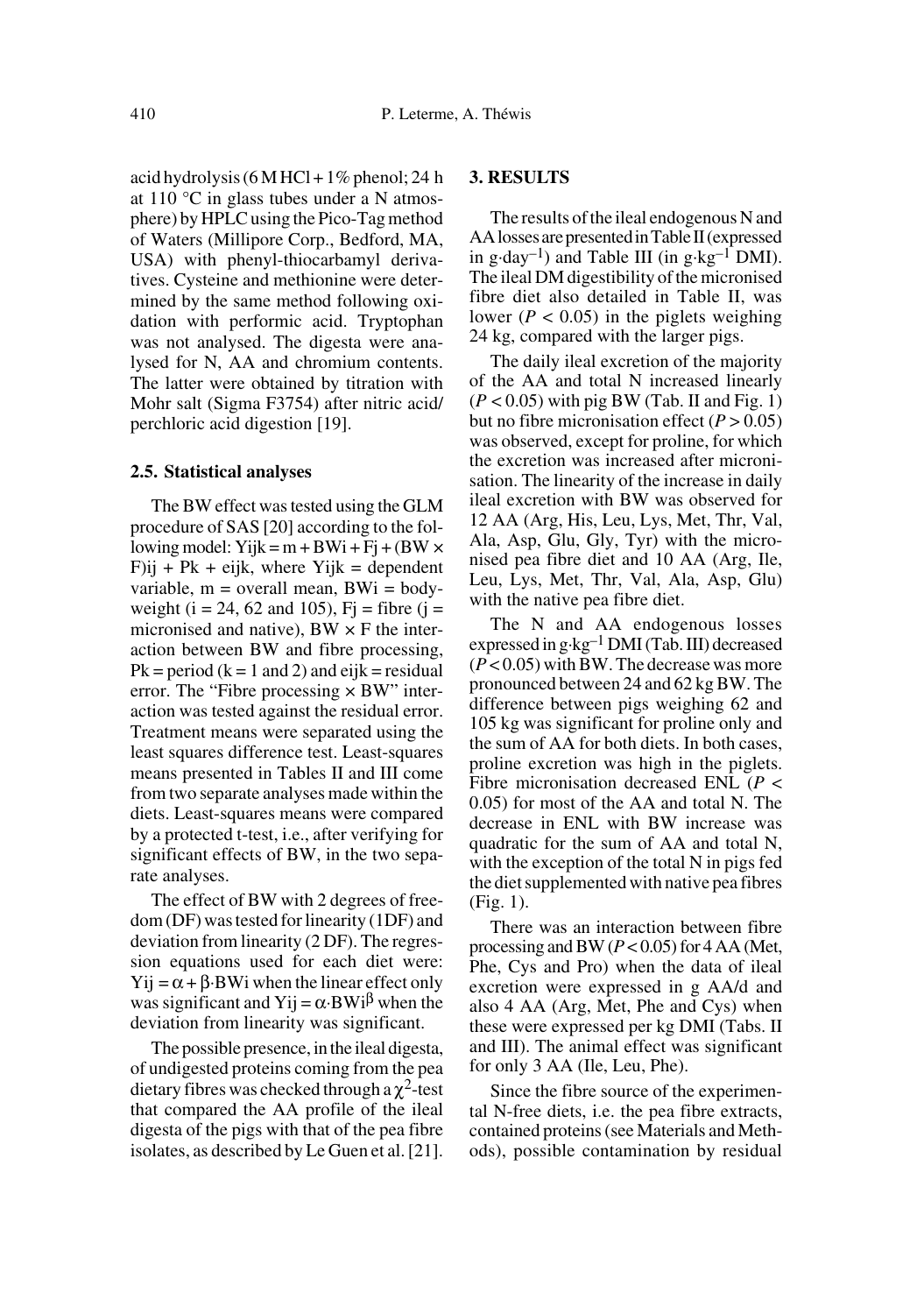acid hydrolysis (6 M HCl + 1% phenol; 24 h at 110 °C in glass tubes under a N atmosphere) by HPLC using the Pico-Tag method of Waters (Millipore Corp., Bedford, MA, USA) with phenyl-thiocarbamyl derivatives. Cysteine and methionine were determined by the same method following oxidation with performic acid. Tryptophan was not analysed. The digesta were analysed for N, AA and chromium contents. The latter were obtained by titration with Mohr salt (Sigma F3754) after nitric acid/perchloric acid digestion [19].

### 2.5. Statistical analyses

The BW effect was tested using the GLM procedure of SAS [20] according to the following model: $Y_{ijk} = m + BW_i + F_j + (BW \times F)_{ij} + P_k + e_{ijk}$, where $Y_{ijk}$ = dependent variable, m = overall mean, $BW_i$ = bodyweight (i = 24, 62 and 105), $F_j$ = fibre (j = micronised and native), BW × F the interaction between BW and fibre processing, $P_k$ = period (k = 1 and 2) and $e_{ijk}$ = residual error. The "Fibre processing × BW" interaction was tested against the residual error. Treatment means were separated using the least squares difference test. Least-squares means presented in Tables II and III come from two separate analyses made within the diets. Least-squares means were compared by a protected t-test, i.e., after verifying for significant effects of BW, in the two separate analyses.

The effect of BW with 2 degrees of freedom (DF) was tested for linearity (1DF) and deviation from linearity (2 DF). The regression equations used for each diet were: $Y_{ij} = \alpha + \beta \cdot BW_i$ when the linear effect only was significant and $Y_{ij} = \alpha \cdot BW_i^{\beta}$ when the deviation from linearity was significant.

The possible presence, in the ileal digesta, of undigested proteins coming from the pea dietary fibres was checked through a $\chi^2$-test that compared the AA profile of the ileal digesta of the pigs with that of the pea fibre isolates, as described by Le Guen et al. [21].

## 3. RESULTS

The results of the ileal endogenous N and AA losses are presented in Table II (expressed in $g \cdot day^{-1}$) and Table III (in $g \cdot kg^{-1}$ DMI). The ileal DM digestibility of the micronised fibre diet also detailed in Table II, was lower ($P < 0.05$) in the piglets weighing 24 kg, compared with the larger pigs.

The daily ileal excretion of the majority of the AA and total N increased linearly ($P < 0.05$) with pig BW (Tab. II and Fig. 1) but no fibre micronisation effect ($P > 0.05$) was observed, except for proline, for which the excretion was increased after micronisation. The linearity of the increase in daily ileal excretion with BW was observed for 12 AA (Arg, His, Leu, Lys, Met, Thr, Val, Ala, Asp, Glu, Gly, Tyr) with the micronised pea fibre diet and 10 AA (Arg, Ile, Leu, Lys, Met, Thr, Val, Ala, Asp, Glu) with the native pea fibre diet.

The N and AA endogenous losses expressed in $g \cdot kg^{-1}$ DMI (Tab. III) decreased ($P < 0.05$) with BW. The decrease was more pronounced between 24 and 62 kg BW. The difference between pigs weighing 62 and 105 kg was significant for proline only and the sum of AA for both diets. In both cases, proline excretion was high in the piglets. Fibre micronisation decreased ENL ($P < 0.05$) for most of the AA and total N. The decrease in ENL with BW increase was quadratic for the sum of AA and total N, with the exception of the total N in pigs fed the diet supplemented with native pea fibres (Fig. 1).

There was an interaction between fibre processing and BW ($P < 0.05$) for 4 AA (Met, Phe, Cys and Pro) when the data of ileal excretion were expressed in g AA/d and also 4 AA (Arg, Met, Phe and Cys) when these were expressed per kg DMI (Tabs. II and III). The animal effect was significant for only 3 AA (Ile, Leu, Phe).

Since the fibre source of the experimental N-free diets, i.e. the pea fibre extracts, contained proteins (see Materials and Methods), possible contamination by residual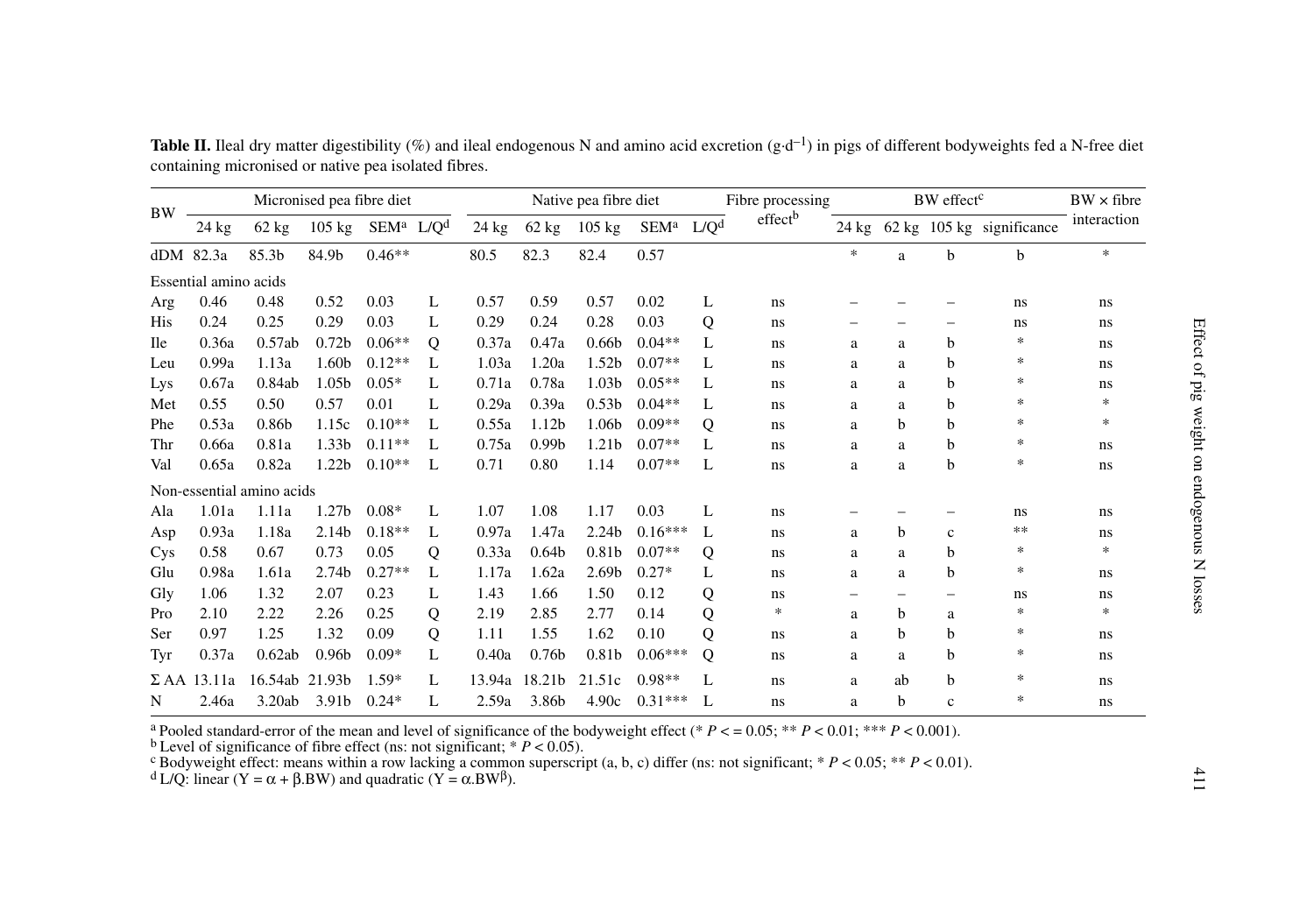**Table II.** Ileal dry matter digestibility (%) and ileal endogenous N and amino acid excretion ($g \cdot d^{-1}$) in pigs of different bodyweights fed a N-free diet containing micronised or native pea isolated fibres.

| BW | Micronised pea fibre diet | | | | | Native pea fibre diet | | | | | Fibre processing effect[b] | BW effect[c] | | | | BW × fibre interaction |
|---|---|---|---|---|---|---|---|---|---|---|---|---|---|---|---|---|
| | 24 kg | 62 kg | 105 kg | SEM[a] | L/Q[d] | 24 kg | 62 kg | 105 kg | SEM[a] | L/Q[d] | | 24 kg | 62 kg | 105 kg | significance | |
| dDM | 82.3a | 85.3b | 84.9b | 0.46** | | 80.5 | 82.3 | 82.4 | 0.57 | | | * | a | b | b | * |
| Essential amino acids | | | | | | | | | | | | | | | | |
| Arg | 0.46 | 0.48 | 0.52 | 0.03 | L | 0.57 | 0.59 | 0.57 | 0.02 | L | ns | – | – | – | ns | ns |
| His | 0.24 | 0.25 | 0.29 | 0.03 | L | 0.29 | 0.24 | 0.28 | 0.03 | Q | ns | – | – | – | ns | ns |
| Ile | 0.36a | 0.57ab | 0.72b | 0.06** | Q | 0.37a | 0.47a | 0.66b | 0.04** | L | ns | a | a | b | * | ns |
| Leu | 0.99a | 1.13a | 1.60b | 0.12** | L | 1.03a | 1.20a | 1.52b | 0.07** | L | ns | a | a | b | * | ns |
| Lys | 0.67a | 0.84ab | 1.05b | 0.05* | L | 0.71a | 0.78a | 1.03b | 0.05** | L | ns | a | a | b | * | ns |
| Met | 0.55 | 0.50 | 0.57 | 0.01 | L | 0.29a | 0.39a | 0.53b | 0.04** | L | ns | a | a | b | * | * |
| Phe | 0.53a | 0.86b | 1.15c | 0.10** | L | 0.55a | 1.12b | 1.06b | 0.09** | Q | ns | a | b | b | * | * |
| Thr | 0.66a | 0.81a | 1.33b | 0.11** | L | 0.75a | 0.99b | 1.21b | 0.07** | L | ns | a | a | b | * | ns |
| Val | 0.65a | 0.82a | 1.22b | 0.10** | L | 0.71 | 0.80 | 1.14 | 0.07** | L | ns | a | a | b | * | ns |
| Non-essential amino acids | | | | | | | | | | | | | | | | |
| Ala | 1.01a | 1.11a | 1.27b | 0.08* | L | 1.07 | 1.08 | 1.17 | 0.03 | L | ns | – | – | – | ns | ns |
| Asp | 0.93a | 1.18a | 2.14b | 0.18** | L | 0.97a | 1.47a | 2.24b | 0.16*** | L | ns | a | b | c | ** | ns |
| Cys | 0.58 | 0.67 | 0.73 | 0.05 | Q | 0.33a | 0.64b | 0.81b | 0.07** | Q | ns | a | a | b | * | * |
| Glu | 0.98a | 1.61a | 2.74b | 0.27** | L | 1.17a | 1.62a | 2.69b | 0.27* | L | ns | a | a | b | * | ns |
| Gly | 1.06 | 1.32 | 2.07 | 0.23 | L | 1.43 | 1.66 | 1.50 | 0.12 | Q | ns | – | – | – | ns | ns |
| Pro | 2.10 | 2.22 | 2.26 | 0.25 | Q | 2.19 | 2.85 | 2.77 | 0.14 | Q | * | a | b | a | * | * |
| Ser | 0.97 | 1.25 | 1.32 | 0.09 | Q | 1.11 | 1.55 | 1.62 | 0.10 | Q | ns | a | b | b | * | ns |
| Tyr | 0.37a | 0.62ab | 0.96b | 0.09* | L | 0.40a | 0.76b | 0.81b | 0.06*** | Q | ns | a | a | b | * | ns |
| Σ AA | 13.11a | 16.54ab | 21.93b | 1.59* | L | 13.94a | 18.21b | 21.51c | 0.98** | L | ns | a | ab | b | * | ns |
| N | 2.46a | 3.20ab | 3.91b | 0.24* | L | 2.59a | 3.86b | 4.90c | 0.31*** | L | ns | a | b | c | * | ns |

[a] Pooled standard-error of the mean and level of significance of the bodyweight effect (* $P <= 0.05$; ** $P < 0.01$; *** $P < 0.001$).
[b] Level of significance of fibre effect (ns: not significant; * $P < 0.05$).
[c] Bodyweight effect: means within a row lacking a common superscript (a, b, c) differ (ns: not significant; * $P < 0.05$; ** $P < 0.01$).
[d] L/Q: linear ($Y = \alpha + \beta.BW$) and quadratic ($Y = \alpha.BW^{\beta}$).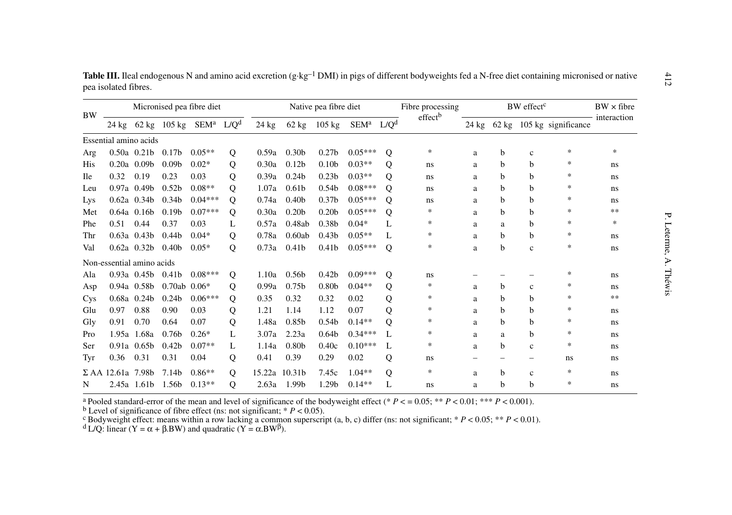**Table III.** Ileal endogenous N and amino acid excretion ($g \cdot kg^{-1}$ DMI) in pigs of different bodyweights fed a N-free diet containing micronised or native pea isolated fibres.

| BW | Micronised pea fibre diet | | | | | Native pea fibre diet | | | | | Fibre processing effect[b] | BW effect[c] | | | | BW × fibre interaction |
|---|---|---|---|---|---|---|---|---|---|---|---|---|---|---|---|---|
| | 24 kg | 62 kg | 105 kg | SEM[a] | L/Q[d] | 24 kg | 62 kg | 105 kg | SEM[a] | L/Q[d] | | 24 kg | 62 kg | 105 kg | significance | |
| Essential amino acids | | | | | | | | | | | | | | | | |
| Arg | 0.50a | 0.21b | 0.17b | 0.05** | Q | 0.59a | 0.30b | 0.27b | 0.05*** | Q | * | a | b | c | * | * |
| His | 0.20a | 0.09b | 0.09b | 0.02* | Q | 0.30a | 0.12b | 0.10b | 0.03** | Q | ns | a | b | b | * | ns |
| Ile | 0.32 | 0.19 | 0.23 | 0.03 | Q | 0.39a | 0.24b | 0.23b | 0.03** | Q | ns | a | b | b | * | ns |
| Leu | 0.97a | 0.49b | 0.52b | 0.08** | Q | 1.07a | 0.61b | 0.54b | 0.08*** | Q | ns | a | b | b | * | ns |
| Lys | 0.62a | 0.34b | 0.34b | 0.04*** | Q | 0.74a | 0.40b | 0.37b | 0.05*** | Q | ns | a | b | b | * | ns |
| Met | 0.64a | 0.16b | 0.19b | 0.07*** | Q | 0.30a | 0.20b | 0.20b | 0.05*** | Q | * | a | b | b | * | ** |
| Phe | 0.51 | 0.44 | 0.37 | 0.03 | L | 0.57a | 0.48ab | 0.38b | 0.04* | L | * | a | a | b | * | * |
| Thr | 0.63a | 0.43b | 0.44b | 0.04* | Q | 0.78a | 0.60ab | 0.43b | 0.05** | L | * | a | b | b | * | ns |
| Val | 0.62a | 0.32b | 0.40b | 0.05* | Q | 0.73a | 0.41b | 0.41b | 0.05*** | Q | * | a | b | c | * | ns |
| Non-essential amino acids | | | | | | | | | | | | | | | | |
| Ala | 0.93a | 0.45b | 0.41b | 0.08*** | Q | 1.10a | 0.56b | 0.42b | 0.09*** | Q | ns | – | – | – | * | ns |
| Asp | 0.94a | 0.58b | 0.70ab | 0.06* | Q | 0.99a | 0.75b | 0.80b | 0.04** | Q | * | a | b | c | * | ns |
| Cys | 0.68a | 0.24b | 0.24b | 0.06*** | Q | 0.35 | 0.32 | 0.32 | 0.02 | Q | * | a | b | b | * | ** |
| Glu | 0.97 | 0.88 | 0.90 | 0.03 | Q | 1.21 | 1.14 | 1.12 | 0.07 | Q | * | a | b | b | * | ns |
| Gly | 0.91 | 0.70 | 0.64 | 0.07 | Q | 1.48a | 0.85b | 0.54b | 0.14** | Q | * | a | b | b | * | ns |
| Pro | 1.95a | 1.68a | 0.76b | 0.26* | L | 3.07a | 2.23a | 0.64b | 0.34*** | L | * | a | a | b | * | ns |
| Ser | 0.91a | 0.65b | 0.42b | 0.07** | L | 1.14a | 0.80b | 0.40c | 0.10*** | L | * | a | b | c | * | ns |
| Tyr | 0.36 | 0.31 | 0.31 | 0.04 | Q | 0.41 | 0.39 | 0.29 | 0.02 | Q | ns | – | – | – | ns | ns |
| Σ AA | 12.61a | 7.98b | 7.14b | 0.86** | Q | 15.22a | 10.31b | 7.45c | 1.04** | Q | * | a | b | c | * | ns |
| N | 2.45a | 1.61b | 1.56b | 0.13** | Q | 2.63a | 1.99b | 1.29b | 0.14** | L | ns | a | b | b | * | ns |

[a] Pooled standard-error of the mean and level of significance of the bodyweight effect (* $P <= 0.05$; ** $P < 0.01$; *** $P < 0.001$).
[b] Level of significance of fibre effect (ns: not significant; * $P < 0.05$).
[c] Bodyweight effect: means within a row lacking a common superscript (a, b, c) differ (ns: not significant; * $P < 0.05$; ** $P < 0.01$).
[d] L/Q: linear ($Y = \alpha + \beta.BW$) and quadratic ($Y = \alpha.BW^{\beta}$).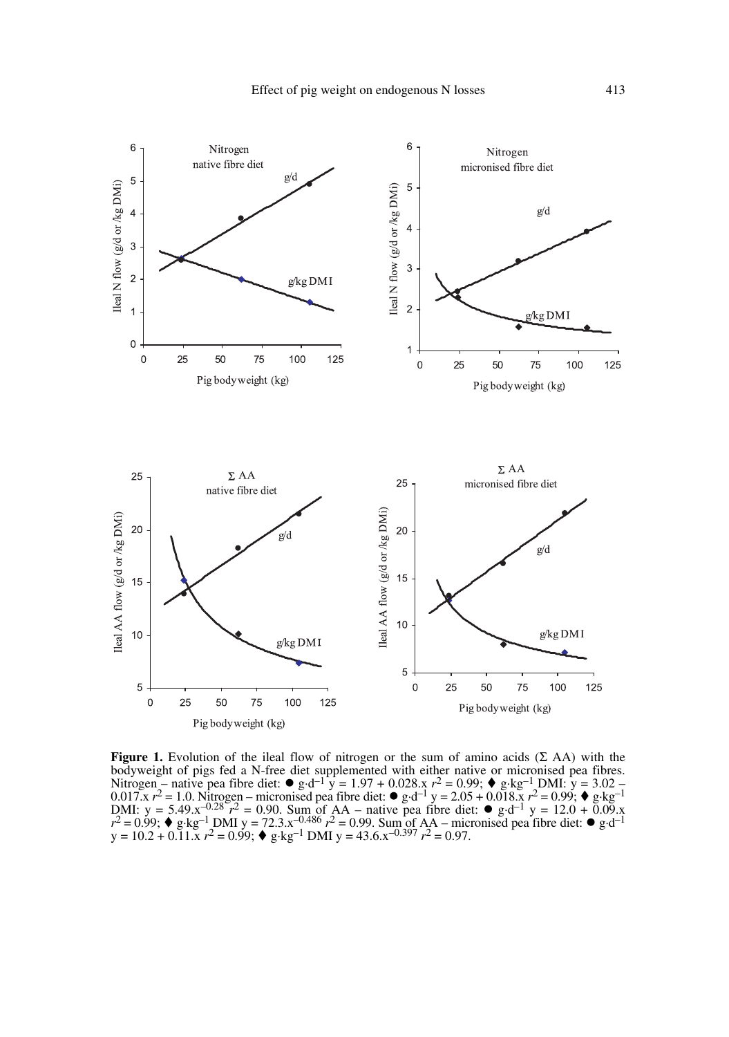**Figure 1.** Evolution of the ileal flow of nitrogen or the sum of amino acids (Σ AA) with the bodyweight of pigs fed a N-free diet supplemented with either native or micronised pea fibres. Nitrogen – native pea fibre diet: ● $g \cdot d^{-1}$ $y = 1.97 + 0.028.x$ $r^2 = 0.99$; ♦ $g \cdot kg^{-1}$ DMI: $y = 3.02 - 0.017.x$ $r^2 = 1.0$. Nitrogen – micronised pea fibre diet: ● $g \cdot d^{-1}$ $y = 2.05 + 0.018.x$ $r^2 = 0.99$; ♦ $g \cdot kg^{-1}$ DMI: $y = 5.49.x^{-0.28}$ $r^2 = 0.90$. Sum of AA – native pea fibre diet: ● $g \cdot d^{-1}$ $y = 12.0 + 0.09.x$ $r^2 = 0.99$; ♦ $g \cdot kg^{-1}$ DMI $y = 72.3.x^{-0.486}$ $r^2 = 0.99$. Sum of AA – micronised pea fibre diet: ● $g \cdot d^{-1}$ $y = 10.2 + 0.11.x$ $r^2 = 0.99$; ♦ $g \cdot kg^{-1}$ DMI $y = 43.6.x^{-0.397}$ $r^2 = 0.97$.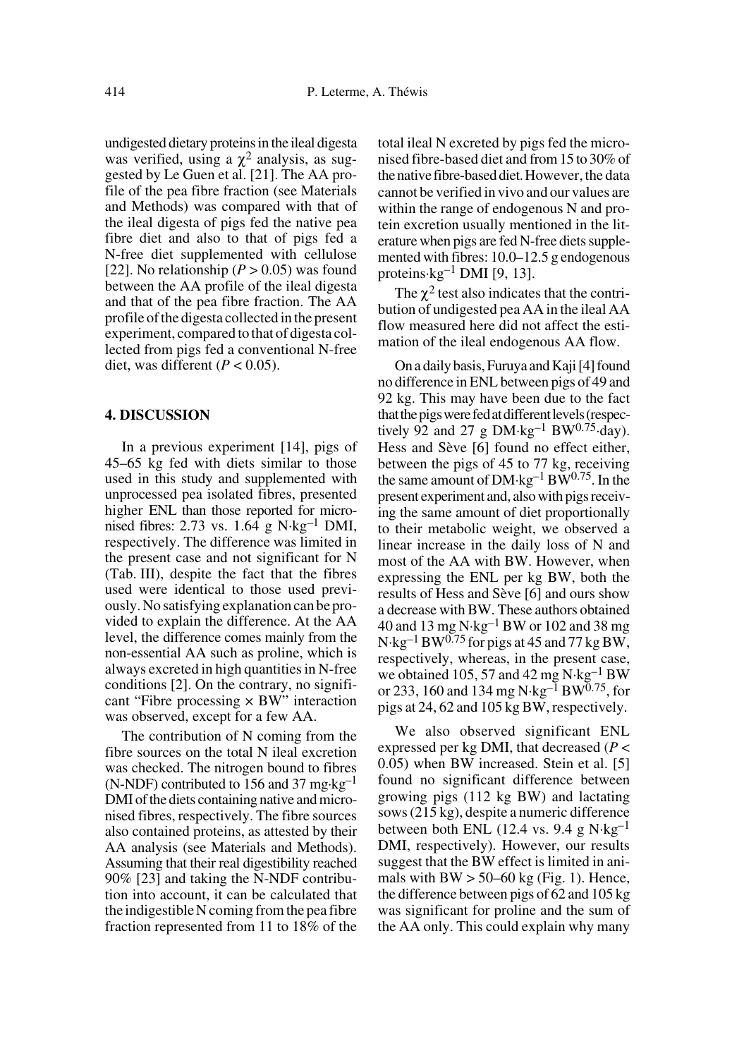undigested dietary proteins in the ileal digesta was verified, using a $\chi^2$ analysis, as suggested by Le Guen et al. [21]. The AA profile of the pea fibre fraction (see Materials and Methods) was compared with that of the ileal digesta of pigs fed the native pea fibre diet and also to that of pigs fed a N-free diet supplemented with cellulose [22]. No relationship ($P > 0.05$) was found between the AA profile of the ileal digesta and that of the pea fibre fraction. The AA profile of the digesta collected in the present experiment, compared to that of digesta collected from pigs fed a conventional N-free diet, was different ($P < 0.05$).

## 4. DISCUSSION

In a previous experiment [14], pigs of 45–65 kg fed with diets similar to those used in this study and supplemented with unprocessed pea isolated fibres, presented higher ENL than those reported for micronised fibres: 2.73 vs. 1.64 g N·kg$^{-1}$ DMI, respectively. The difference was limited in the present case and not significant for N (Tab. III), despite the fact that the fibres used were identical to those used previously. No satisfying explanation can be provided to explain the difference. At the AA level, the difference comes mainly from the non-essential AA such as proline, which is always excreted in high quantities in N-free conditions [2]. On the contrary, no significant "Fibre processing × BW" interaction was observed, except for a few AA.

The contribution of N coming from the fibre sources on the total N ileal excretion was checked. The nitrogen bound to fibres (N-NDF) contributed to 156 and 37 mg·kg$^{-1}$ DMI of the diets containing native and micronised fibres, respectively. The fibre sources also contained proteins, as attested by their AA analysis (see Materials and Methods). Assuming that their real digestibility reached 90% [23] and taking the N-NDF contribution into account, it can be calculated that the indigestible N coming from the pea fibre fraction represented from 11 to 18% of the total ileal N excreted by pigs fed the micronised fibre-based diet and from 15 to 30% of the native fibre-based diet. However, the data cannot be verified in vivo and our values are within the range of endogenous N and protein excretion usually mentioned in the literature when pigs are fed N-free diets supplemented with fibres: 10.0–12.5 g endogenous proteins·kg$^{-1}$ DMI [9, 13].

The $\chi^2$ test also indicates that the contribution of undigested pea AA in the ileal AA flow measured here did not affect the estimation of the ileal endogenous AA flow.

On a daily basis, Furuya and Kaji [4] found no difference in ENL between pigs of 49 and 92 kg. This may have been due to the fact that the pigs were fed at different levels (respectively 92 and 27 g DM·kg$^{-1}$ BW$^{0.75}$·day). Hess and Sève [6] found no effect either, between the pigs of 45 to 77 kg, receiving the same amount of DM·kg$^{-1}$ BW$^{0.75}$. In the present experiment and, also with pigs receiving the same amount of diet proportionally to their metabolic weight, we observed a linear increase in the daily loss of N and most of the AA with BW. However, when expressing the ENL per kg BW, both the results of Hess and Sève [6] and ours show a decrease with BW. These authors obtained 40 and 13 mg N·kg$^{-1}$ BW or 102 and 38 mg N·kg$^{-1}$ BW$^{0.75}$ for pigs at 45 and 77 kg BW, respectively, whereas, in the present case, we obtained 105, 57 and 42 mg N·kg$^{-1}$ BW or 233, 160 and 134 mg N·kg$^{-1}$ BW$^{0.75}$, for pigs at 24, 62 and 105 kg BW, respectively.

We also observed significant ENL expressed per kg DMI, that decreased ($P < 0.05$) when BW increased. Stein et al. [5] found no significant difference between growing pigs (112 kg BW) and lactating sows (215 kg), despite a numeric difference between both ENL (12.4 vs. 9.4 g N·kg$^{-1}$ DMI, respectively). However, our results suggest that the BW effect is limited in animals with BW > 50–60 kg (Fig. 1). Hence, the difference between pigs of 62 and 105 kg was significant for proline and the sum of the AA only. This could explain why many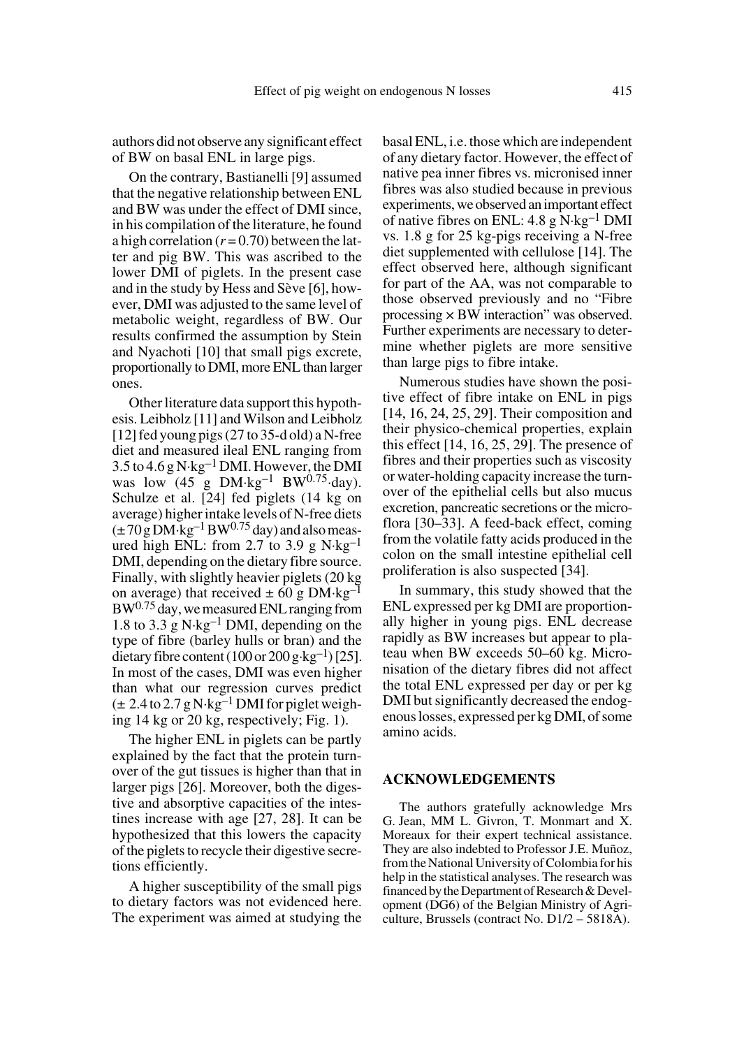authors did not observe any significant effect of BW on basal ENL in large pigs.

On the contrary, Bastianelli [9] assumed that the negative relationship between ENL and BW was under the effect of DMI since, in his compilation of the literature, he found a high correlation ($r = 0.70$) between the latter and pig BW. This was ascribed to the lower DMI of piglets. In the present case and in the study by Hess and Sève [6], however, DMI was adjusted to the same level of metabolic weight, regardless of BW. Our results confirmed the assumption by Stein and Nyachoti [10] that small pigs excrete, proportionally to DMI, more ENL than larger ones.

Other literature data support this hypothesis. Leibholz [11] and Wilson and Leibholz [12] fed young pigs (27 to 35-d old) a N-free diet and measured ileal ENL ranging from 3.5 to 4.6 g N·kg$^{-1}$ DMI. However, the DMI was low (45 g DM·kg$^{-1}$ BW$^{0.75}$·day). Schulze et al. [24] fed piglets (14 kg on average) higher intake levels of N-free diets (± 70 g DM·kg$^{-1}$ BW$^{0.75}$ day) and also measured high ENL: from 2.7 to 3.9 g N·kg$^{-1}$ DMI, depending on the dietary fibre source. Finally, with slightly heavier piglets (20 kg on average) that received ± 60 g DM·kg$^{-1}$ BW$^{0.75}$ day, we measured ENL ranging from 1.8 to 3.3 g N·kg$^{-1}$ DMI, depending on the type of fibre (barley hulls or bran) and the dietary fibre content (100 or 200 g·kg$^{-1}$) [25]. In most of the cases, DMI was even higher than what our regression curves predict (± 2.4 to 2.7 g N·kg$^{-1}$ DMI for piglet weighing 14 kg or 20 kg, respectively; Fig. 1).

The higher ENL in piglets can be partly explained by the fact that the protein turnover of the gut tissues is higher than that in larger pigs [26]. Moreover, both the digestive and absorptive capacities of the intestines increase with age [27, 28]. It can be hypothesized that this lowers the capacity of the piglets to recycle their digestive secretions efficiently.

A higher susceptibility of the small pigs to dietary factors was not evidenced here. The experiment was aimed at studying the basal ENL, i.e. those which are independent of any dietary factor. However, the effect of native pea inner fibres vs. micronised inner fibres was also studied because in previous experiments, we observed an important effect of native fibres on ENL: 4.8 g N·kg$^{-1}$ DMI vs. 1.8 g for 25 kg-pigs receiving a N-free diet supplemented with cellulose [14]. The effect observed here, although significant for part of the AA, was not comparable to those observed previously and no "Fibre processing × BW interaction" was observed. Further experiments are necessary to determine whether piglets are more sensitive than large pigs to fibre intake.

Numerous studies have shown the positive effect of fibre intake on ENL in pigs [14, 16, 24, 25, 29]. Their composition and their physico-chemical properties, explain this effect [14, 16, 25, 29]. The presence of fibres and their properties such as viscosity or water-holding capacity increase the turnover of the epithelial cells but also mucus excretion, pancreatic secretions or the microflora [30–33]. A feed-back effect, coming from the volatile fatty acids produced in the colon on the small intestine epithelial cell proliferation is also suspected [34].

In summary, this study showed that the ENL expressed per kg DMI are proportionally higher in young pigs. ENL decrease rapidly as BW increases but appear to plateau when BW exceeds 50–60 kg. Micronisation of the dietary fibres did not affect the total ENL expressed per day or per kg DMI but significantly decreased the endogenous losses, expressed per kg DMI, of some amino acids.

## ACKNOWLEDGEMENTS

The authors gratefully acknowledge Mrs G. Jean, MM L. Givron, T. Monmart and X. Moreaux for their expert technical assistance. They are also indebted to Professor J.E. Muñoz, from the National University of Colombia for his help in the statistical analyses. The research was financed by the Department of Research & Development (DG6) of the Belgian Ministry of Agriculture, Brussels (contract No. D1/2 – 5818A).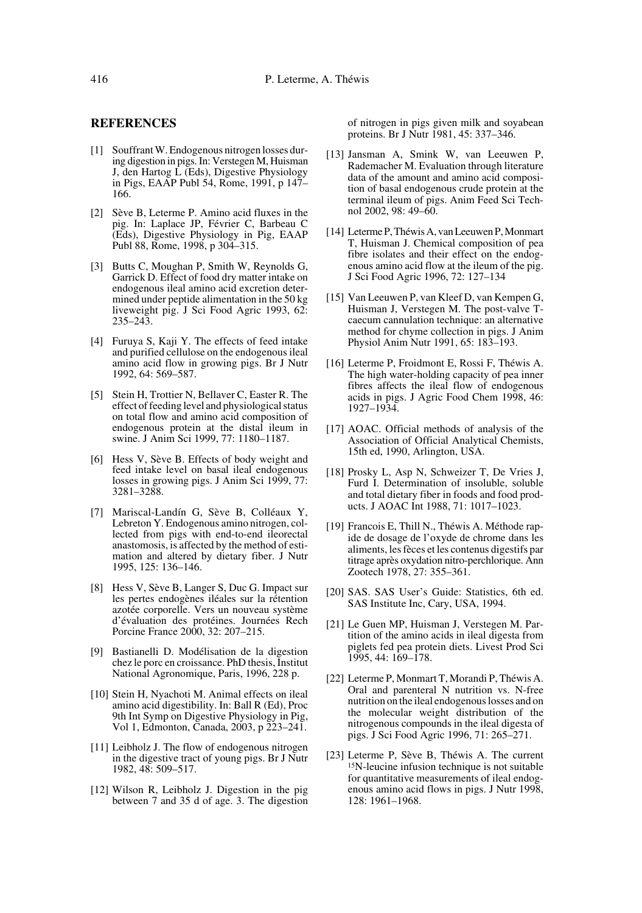## REFERENCES

[1] Souffrant W. Endogenous nitrogen losses during digestion in pigs. In: Verstegen M, Huisman J, den Hartog L (Eds), Digestive Physiology in Pigs, EAAP Publ 54, Rome, 1991, p 147–166.

[2] Sève B, Leterme P. Amino acid fluxes in the pig. In: Laplace JP, Février C, Barbeau C (Eds), Digestive Physiology in Pig, EAAP Publ 88, Rome, 1998, p 304–315.

[3] Butts C, Moughan P, Smith W, Reynolds G, Garrick D. Effect of food dry matter intake on endogenous ileal amino acid excretion determined under peptide alimentation in the 50 kg liveweight pig. J Sci Food Agric 1993, 62: 235–243.

[4] Furuya S, Kaji Y. The effects of feed intake and purified cellulose on the endogenous ileal amino acid flow in growing pigs. Br J Nutr 1992, 64: 569–587.

[5] Stein H, Trottier N, Bellaver C, Easter R. The effect of feeding level and physiological status on total flow and amino acid composition of endogenous protein at the distal ileum in swine. J Anim Sci 1999, 77: 1180–1187.

[6] Hess V, Sève B. Effects of body weight and feed intake level on basal ileal endogenous losses in growing pigs. J Anim Sci 1999, 77: 3281–3288.

[7] Mariscal-Landín G, Sève B, Colléaux Y, Lebreton Y. Endogenous amino nitrogen, collected from pigs with end-to-end ileorectal anastomosis, is affected by the method of estimation and altered by dietary fiber. J Nutr 1995, 125: 136–146.

[8] Hess V, Sève B, Langer S, Duc G. Impact sur les pertes endogènes iléales sur la rétention azotée corporelle. Vers un nouveau système d'évaluation des protéines. Journées Rech Porcine France 2000, 32: 207–215.

[9] Bastianelli D. Modélisation de la digestion chez le porc en croissance. PhD thesis, Institut National Agronomique, Paris, 1996, 228 p.

[10] Stein H, Nyachoti M. Animal effects on ileal amino acid digestibility. In: Ball R (Ed), Proc 9th Int Symp on Digestive Physiology in Pig, Vol 1, Edmonton, Canada, 2003, p 223–241.

[11] Leibholz J. The flow of endogenous nitrogen in the digestive tract of young pigs. Br J Nutr 1982, 48: 509–517.

[12] Wilson R, Leibholz J. Digestion in the pig between 7 and 35 d of age. 3. The digestion of nitrogen in pigs given milk and soyabean proteins. Br J Nutr 1981, 45: 337–346.

[13] Jansman A, Smink W, van Leeuwen P, Rademacher M. Evaluation through literature data of the amount and amino acid composition of basal endogenous crude protein at the terminal ileum of pigs. Anim Feed Sci Technol 2002, 98: 49–60.

[14] Leterme P, Théwis A, van Leeuwen P, Monmart T, Huisman J. Chemical composition of pea fibre isolates and their effect on the endogenous amino acid flow at the ileum of the pig. J Sci Food Agric 1996, 72: 127–134

[15] Van Leeuwen P, van Kleef D, van Kempen G, Huisman J, Verstegen M. The post-valve T-caecum cannulation technique: an alternative method for chyme collection in pigs. J Anim Physiol Anim Nutr 1991, 65: 183–193.

[16] Leterme P, Froidmont E, Rossi F, Théwis A. The high water-holding capacity of pea inner fibres affects the ileal flow of endogenous acids in pigs. J Agric Food Chem 1998, 46: 1927–1934.

[17] AOAC. Official methods of analysis of the Association of Official Analytical Chemists, 15th ed, 1990, Arlington, USA.

[18] Prosky L, Asp N, Schweizer T, De Vries J, Furd I. Determination of insoluble, soluble and total dietary fiber in foods and food products. J AOAC Int 1988, 71: 1017–1023.

[19] Francois E, Thill N., Théwis A. Méthode rapide de dosage de l'oxyde de chrome dans les aliments, les fèces et les contenus digestifs par titrage après oxydation nitro-perchlorique. Ann Zootech 1978, 27: 355–361.

[20] SAS. SAS User's Guide: Statistics, 6th ed. SAS Institute Inc, Cary, USA, 1994.

[21] Le Guen MP, Huisman J, Verstegen M. Partition of the amino acids in ileal digesta from piglets fed pea protein diets. Livest Prod Sci 1995, 44: 169–178.

[22] Leterme P, Monmart T, Morandi P, Théwis A. Oral and parenteral N nutrition vs. N-free nutrition on the ileal endogenous losses and on the molecular weight distribution of the nitrogenous compounds in the ileal digesta of pigs. J Sci Food Agric 1996, 71: 265–271.

[23] Leterme P, Sève B, Théwis A. The current $^{15}$N-leucine infusion technique is not suitable for quantitative measurements of ileal endogenous amino acid flows in pigs. J Nutr 1998, 128: 1961–1968.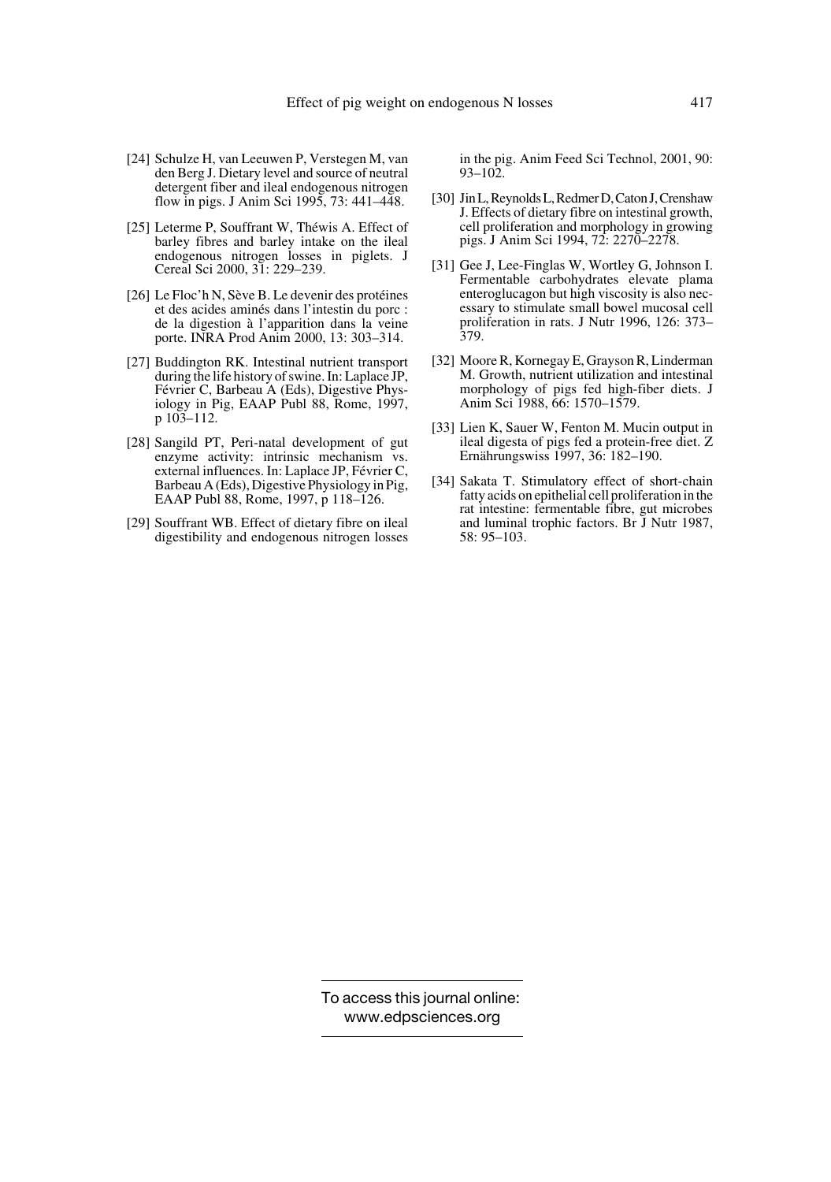[24] Schulze H, van Leeuwen P, Verstegen M, van den Berg J. Dietary level and source of neutral detergent fiber and ileal endogenous nitrogen flow in pigs. J Anim Sci 1995, 73: 441–448.

[25] Leterme P, Souffrant W, Théwis A. Effect of barley fibres and barley intake on the ileal endogenous nitrogen losses in piglets. J Cereal Sci 2000, 31: 229–239.

[26] Le Floc'h N, Sève B. Le devenir des protéines et des acides aminés dans l'intestin du porc : de la digestion à l'apparition dans la veine porte. INRA Prod Anim 2000, 13: 303–314.

[27] Buddington RK. Intestinal nutrient transport during the life history of swine. In: Laplace JP, Février C, Barbeau A (Eds), Digestive Physiology in Pig, EAAP Publ 88, Rome, 1997, p 103–112.

[28] Sangild PT, Peri-natal development of gut enzyme activity: intrinsic mechanism vs. external influences. In: Laplace JP, Février C, Barbeau A (Eds), Digestive Physiology in Pig, EAAP Publ 88, Rome, 1997, p 118–126.

[29] Souffrant WB. Effect of dietary fibre on ileal digestibility and endogenous nitrogen losses in the pig. Anim Feed Sci Technol, 2001, 90: 93–102.

[30] Jin L, Reynolds L, Redmer D, Caton J, Crenshaw J. Effects of dietary fibre on intestinal growth, cell proliferation and morphology in growing pigs. J Anim Sci 1994, 72: 2270–2278.

[31] Gee J, Lee-Finglas W, Wortley G, Johnson I. Fermentable carbohydrates elevate plama enteroglucagon but high viscosity is also necessary to stimulate small bowel mucosal cell proliferation in rats. J Nutr 1996, 126: 373–379.

[32] Moore R, Kornegay E, Grayson R, Linderman M. Growth, nutrient utilization and intestinal morphology of pigs fed high-fiber diets. J Anim Sci 1988, 66: 1570–1579.

[33] Lien K, Sauer W, Fenton M. Mucin output in ileal digesta of pigs fed a protein-free diet. Z Ernährungswiss 1997, 36: 182–190.

[34] Sakata T. Stimulatory effect of short-chain fatty acids on epithelial cell proliferation in the rat intestine: fermentable fibre, gut microbes and luminal trophic factors. Br J Nutr 1987, 58: 95–103.

To access this journal online:
www.edpsciences.org